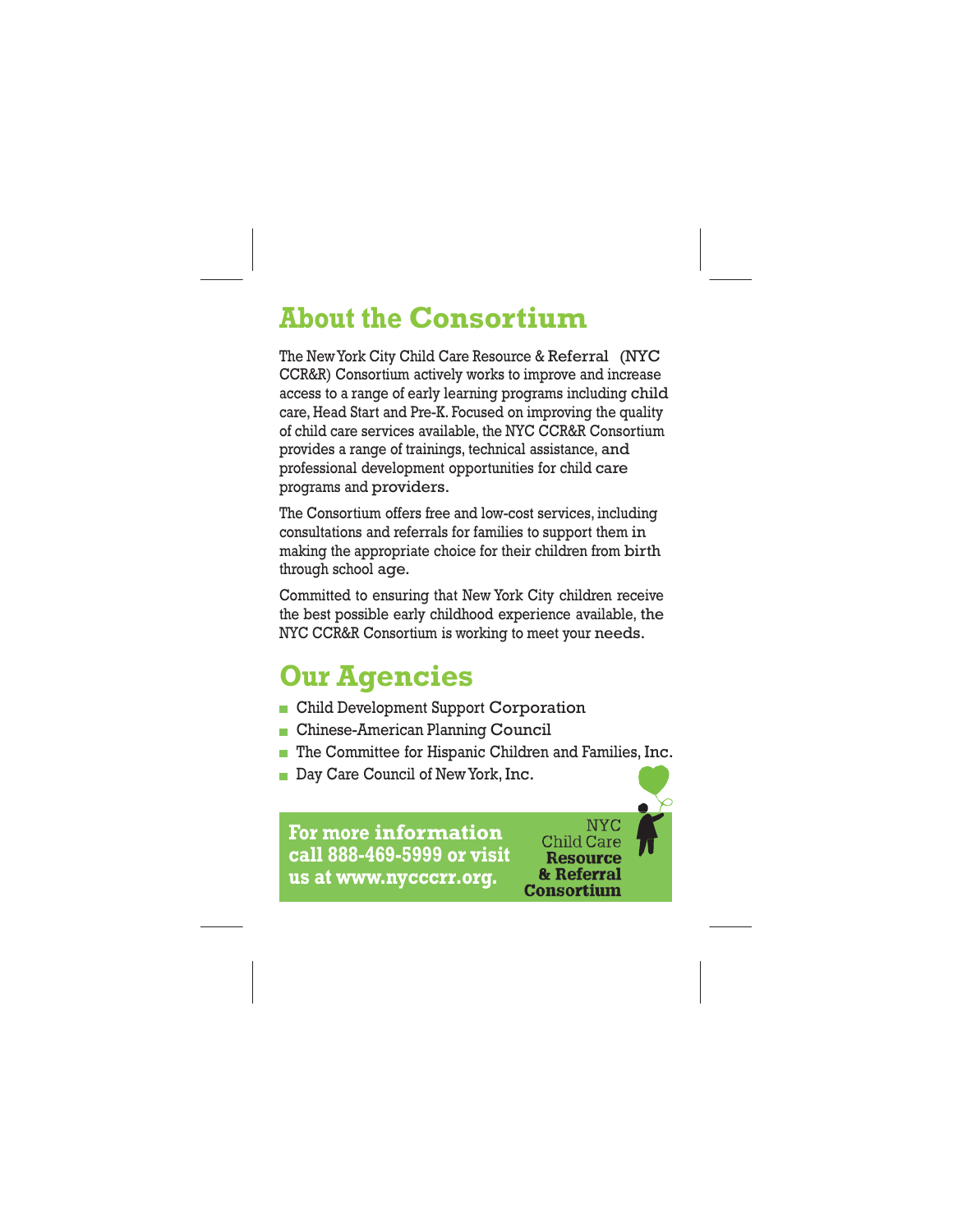## About the Consortium

The New York City Child Care Resource & Referral (NYC CCR&R) Consortium actively works to improve and increase access to a range of early learning programs including child care, Head Start and Pre-K. Focused on improving the quality of child care services available, the NYC CCR&R Consortium provides a range of trainings, technical assistance, and professional development opportunities for child care programs and providers.

The Consortium offers free and low-cost services, including consultations and referrals for families to support them in making the appropriate choice for their children from birth through school age.

Committed to ensuring that New York City children receive the best possible early childhood experience available, the NYC CCR&R Consortium is working to meet your needs.

## Our Agencies

- Child Development Support Corporation
- Chinese-American Planning Council
- The Committee for Hispanic Children and Families, Inc.
- Day Care Council of New York, Inc.

**For more information call 888-469-5999 or visit us at www.nycccrr.org.**

NYC Child Care **Resource & Referral Consortium**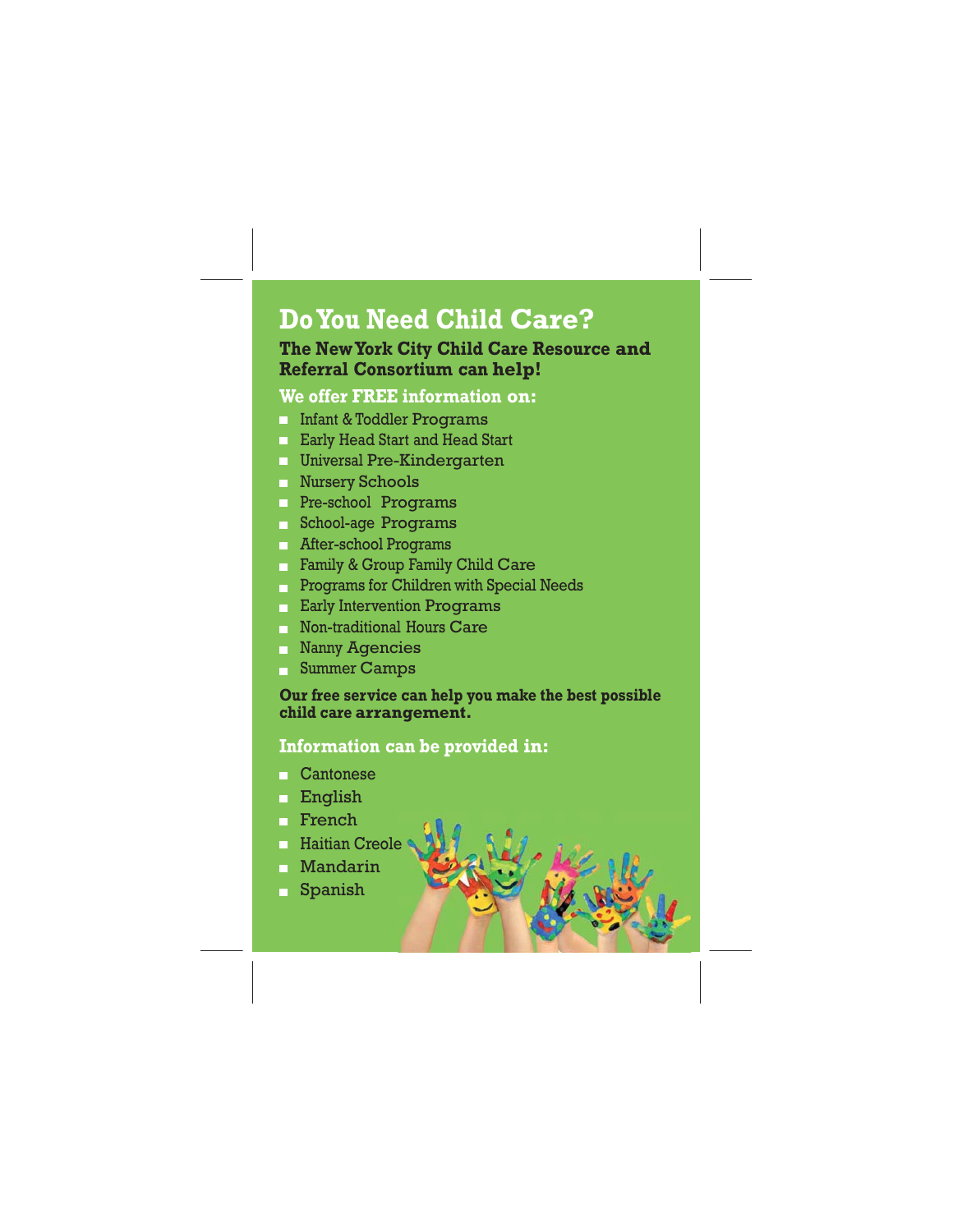# Do You Need Child Care?

## The New York City Child Care Resource and Referral Consortium can help!

### We offer FREE information on:

- Infant & Toddler Programs
- Early Head Start and Head Start
- Universal Pre-Kindergarten
- Nursery Schools
- Pre-school Programs
- School-age Programs
- After-school Programs
- Family & Group Family Child Care
- Programs for Children with Special Needs
- Early Intervention Programs
- Non-traditional Hours Care
- Nanny Agencies
- Summer Camps

**Our free service can help you make the best possible child care arrangement.**

### Information can be provided in:

- Cantonese
- English
- French
- Haitian Creole
- Mandarin
- Spanish